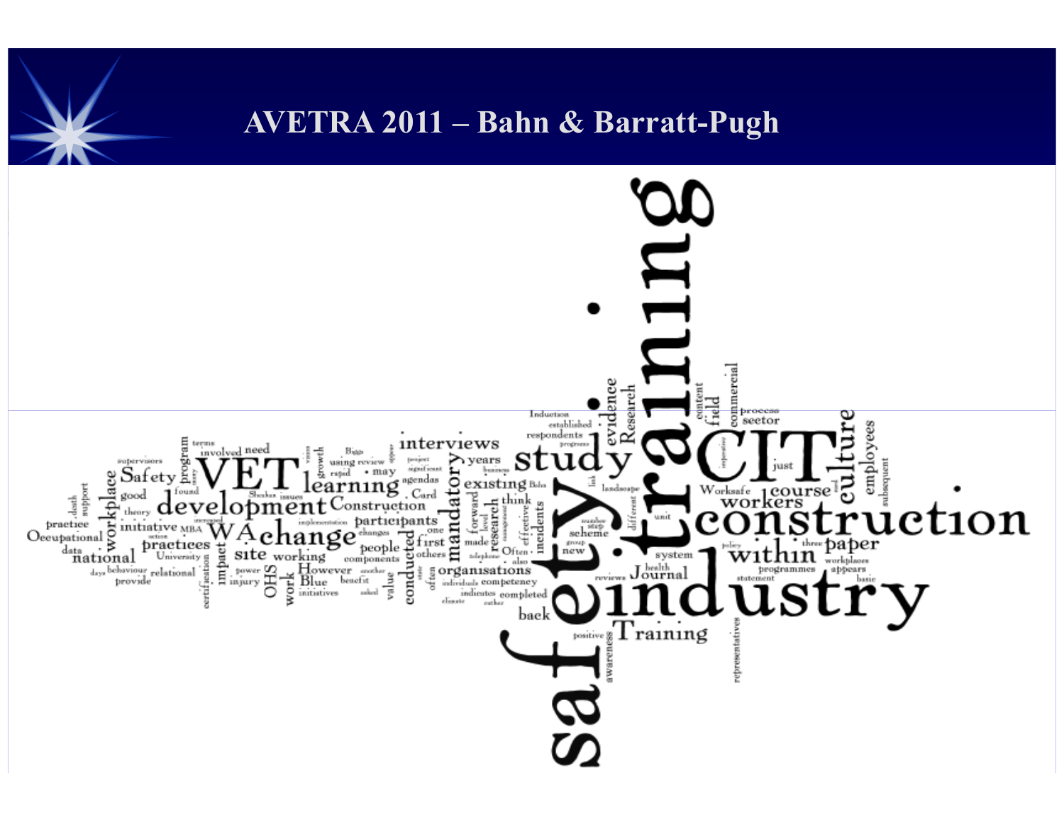# AVETRA 2011 – Bahn & Barratt-Pugh

safety training industry construction CIT study VET development change learning interviews mandatory existing participants Construction Safety workplace national Occupational practices site working However Blue OHS work impact program initiative practice supervisors involved need using review may rapid growth agendas Card think research forward effective incidents evidence Research content field commercial process sector culture employees subsequent course workers Worksafe within paper programmes appears basic workplaces Journal health system reviews Training positive awareness back completed indicates competency organisations conducted value people first others Often new scheme different landscape link Induction established respondents years project significant business Bahn Sheehan issues found good theory death support data relational behaviour provide days University MBA action certification power injury initiatives asked benefit another components made telephone also one changes just statement representatives three policy unit implementation increased terms progress imperative end group number step level management often state climate rather individuals appear many vision Bean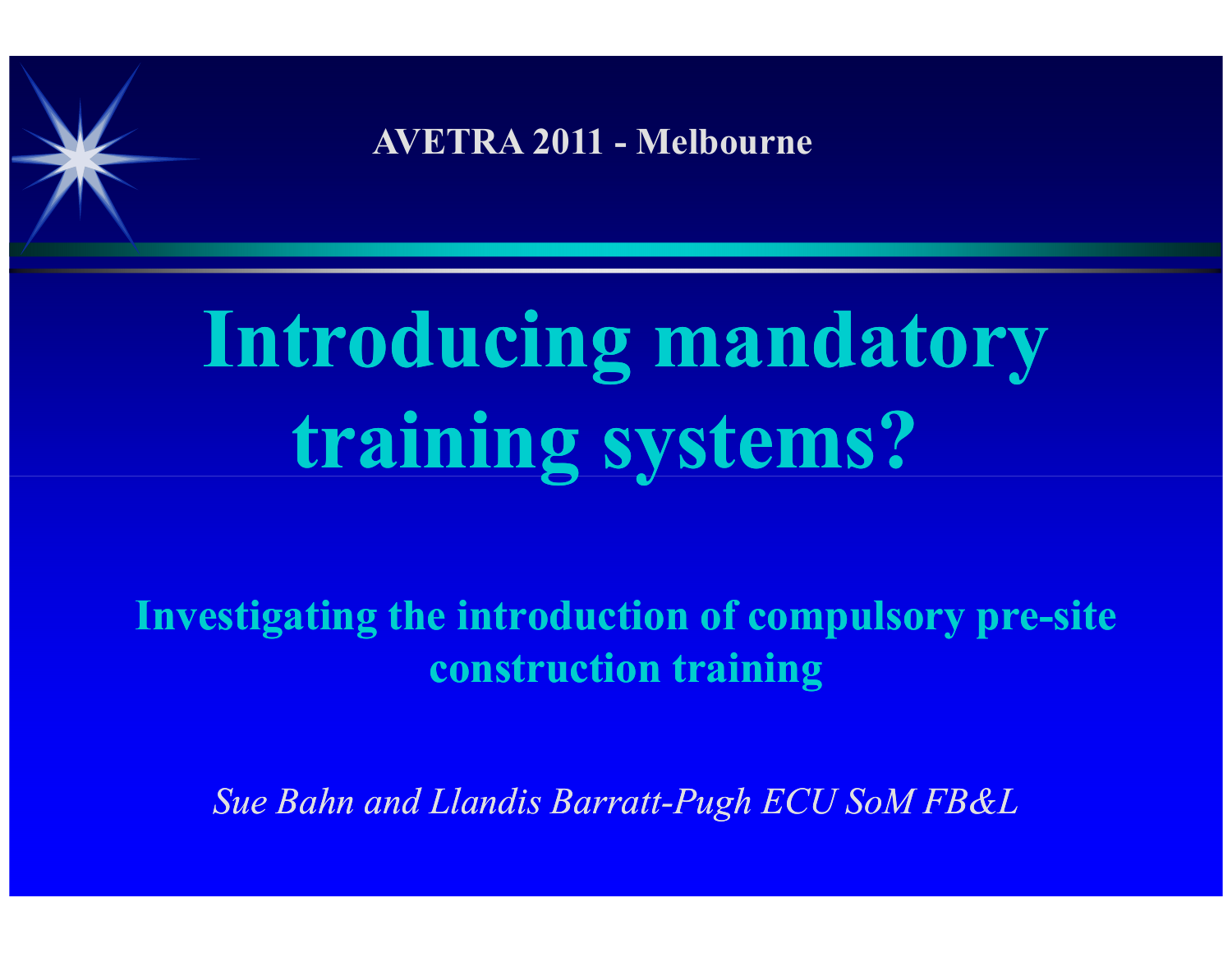AVETRA 2011 - Melbourne

# Introducing mandatory training systems?

## Investigating the introduction of compulsory pre-site construction training

*Sue Bahn and Llandis Barratt-Pugh ECU SoM FB&L*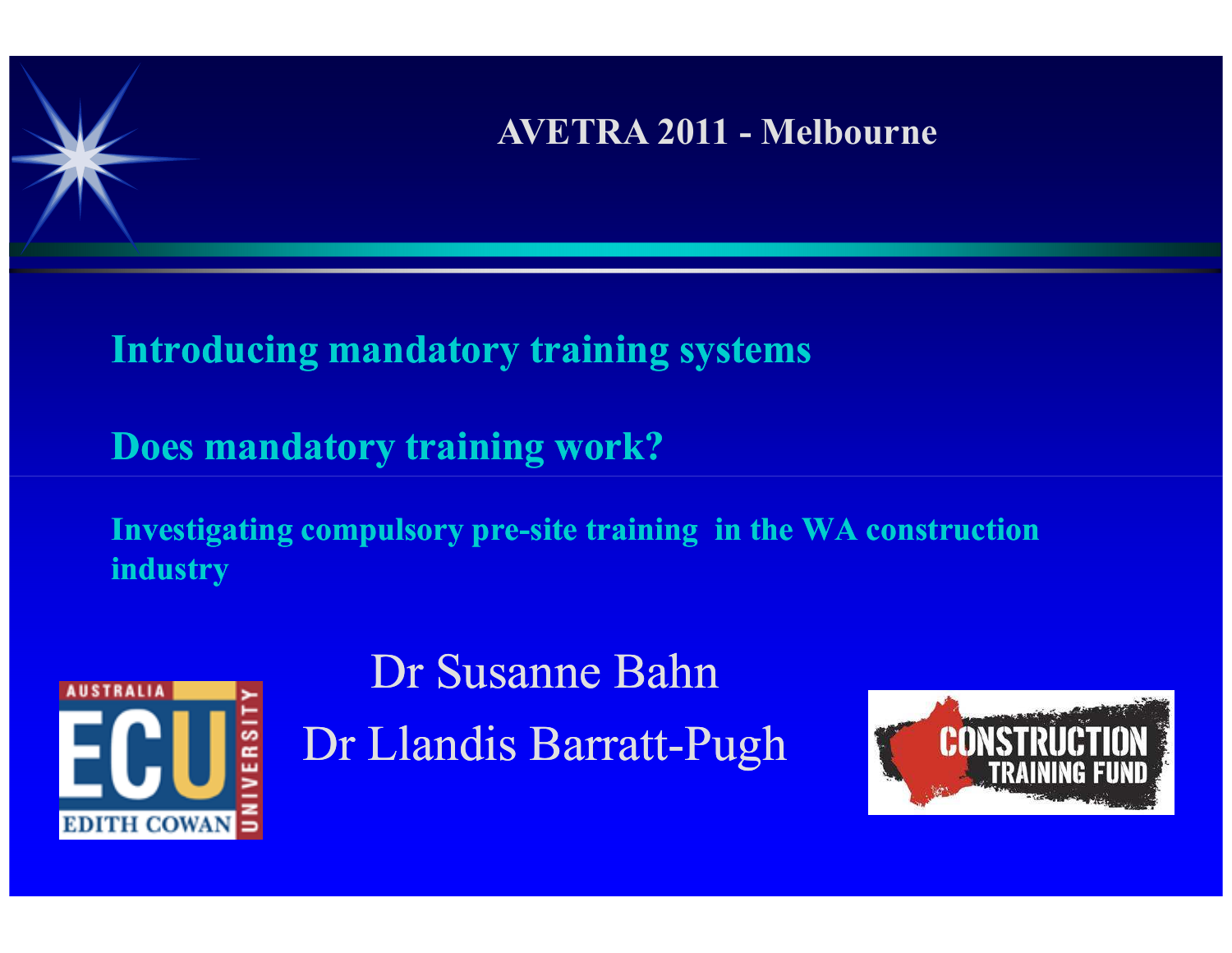AVETRA 2011 - Melbourne

## Introducing mandatory training systems

## Does mandatory training work?

### Investigating compulsory pre-site training in the WA construction industry

Dr Susanne Bahn

Dr Llandis Barratt-Pugh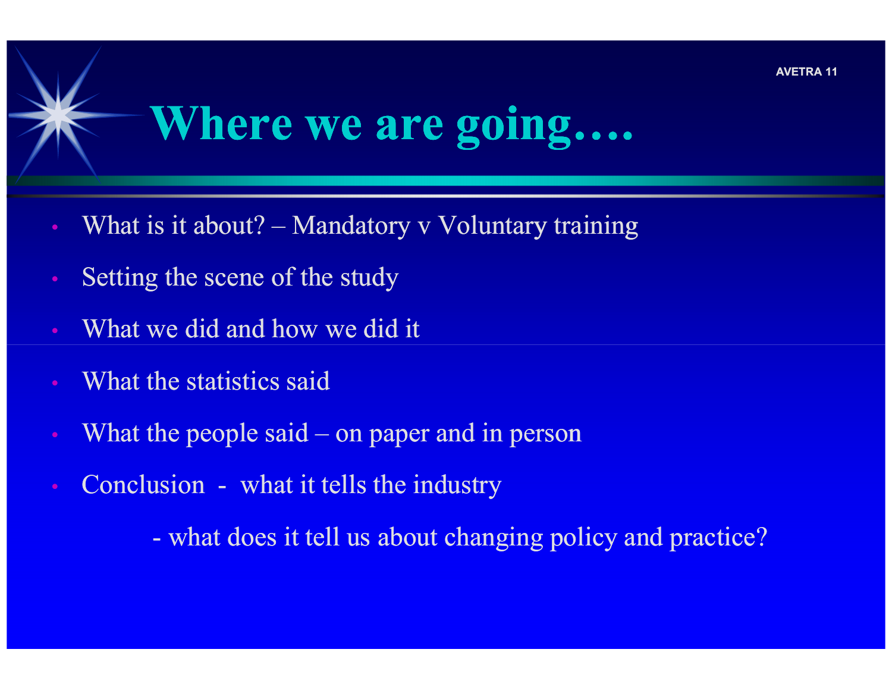# Where we are going….

- What is it about? – Mandatory v Voluntary training
- Setting the scene of the study
- What we did and how we did it
- What the statistics said
- What the people said – on paper and in person
- Conclusion - what it tells the industry
  - what does it tell us about changing policy and practice?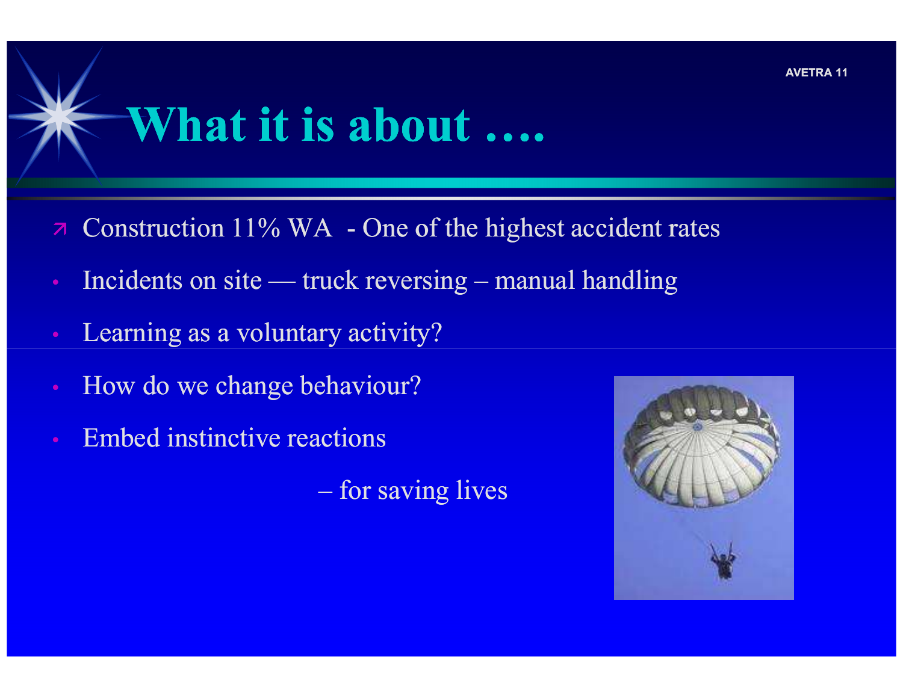# What it is about ….

- Construction 11% WA - One of the highest accident rates
- Incidents on site — truck reversing – manual handling
- Learning as a voluntary activity?
- How do we change behaviour?
- Embed instinctive reactions

  – for saving lives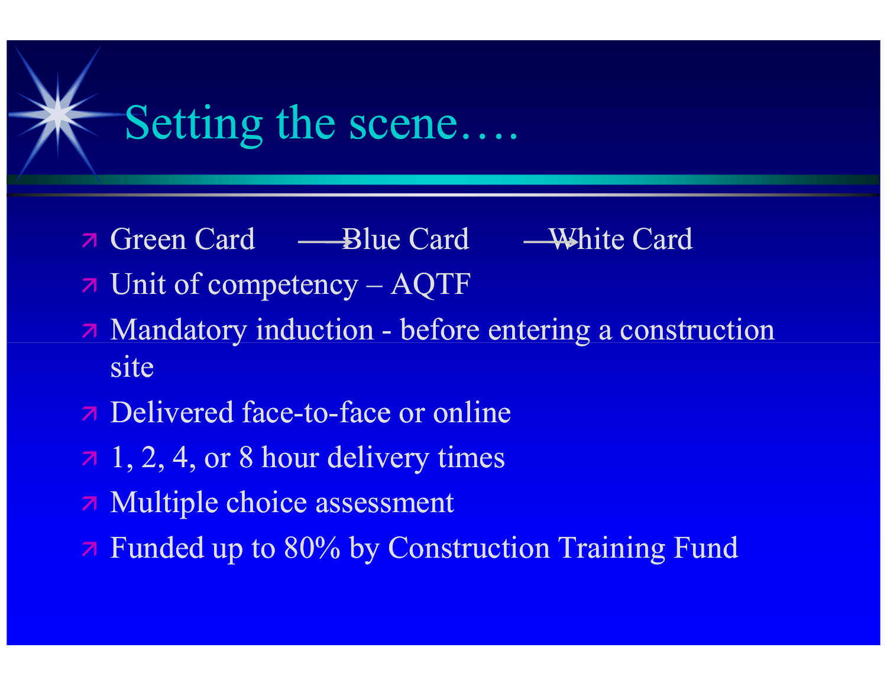# Setting the scene….

- Green Card → Blue Card → White Card
- Unit of competency – AQTF
- Mandatory induction - before entering a construction site
- Delivered face-to-face or online
- 1, 2, 4, or 8 hour delivery times
- Multiple choice assessment
- Funded up to 80% by Construction Training Fund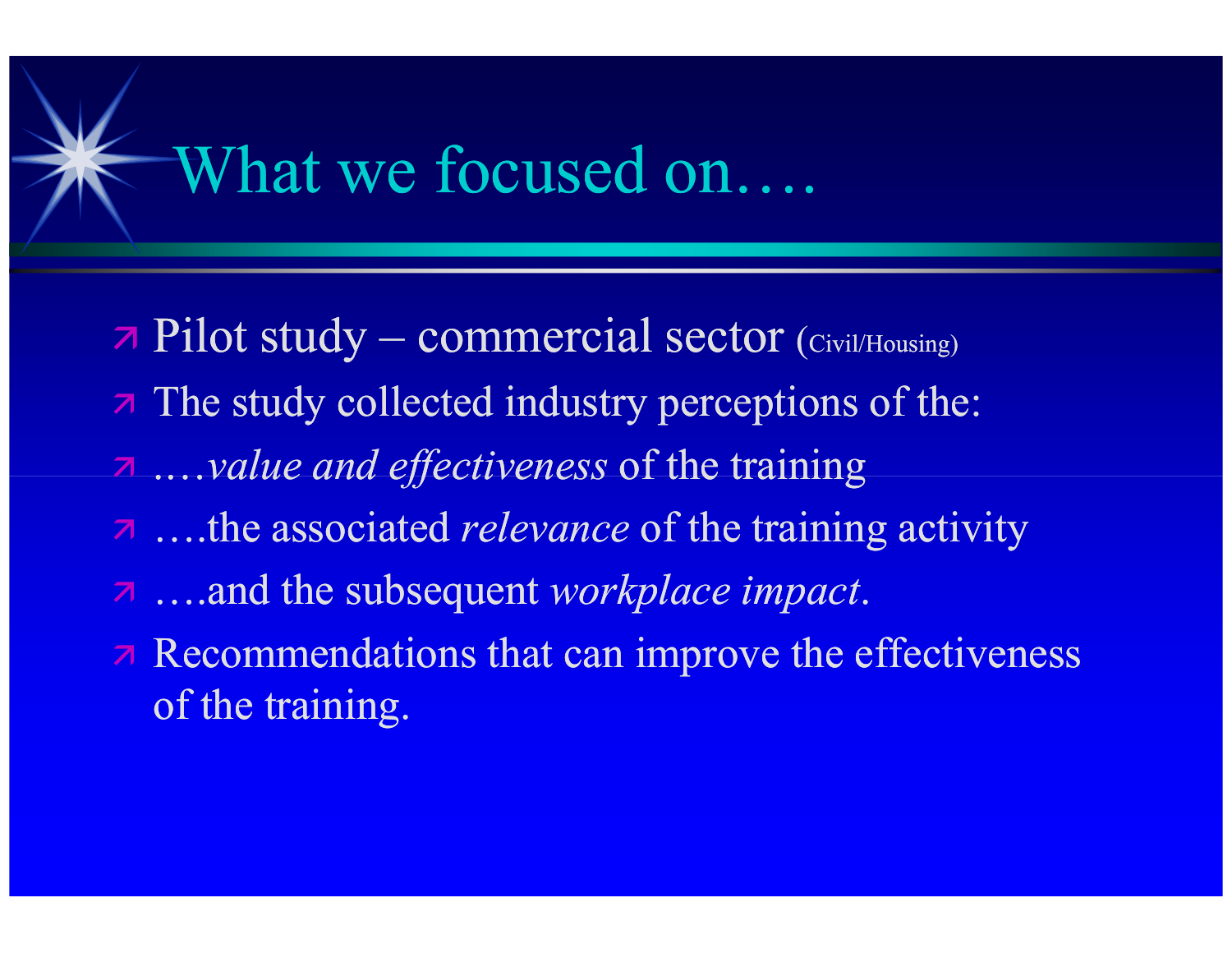# What we focused on….

- Pilot study – commercial sector (Civil/Housing)
- The study collected industry perceptions of the:
- ….*value and effectiveness* of the training
- ….the associated *relevance* of the training activity
- ….and the subsequent *workplace impact*.
- Recommendations that can improve the effectiveness of the training.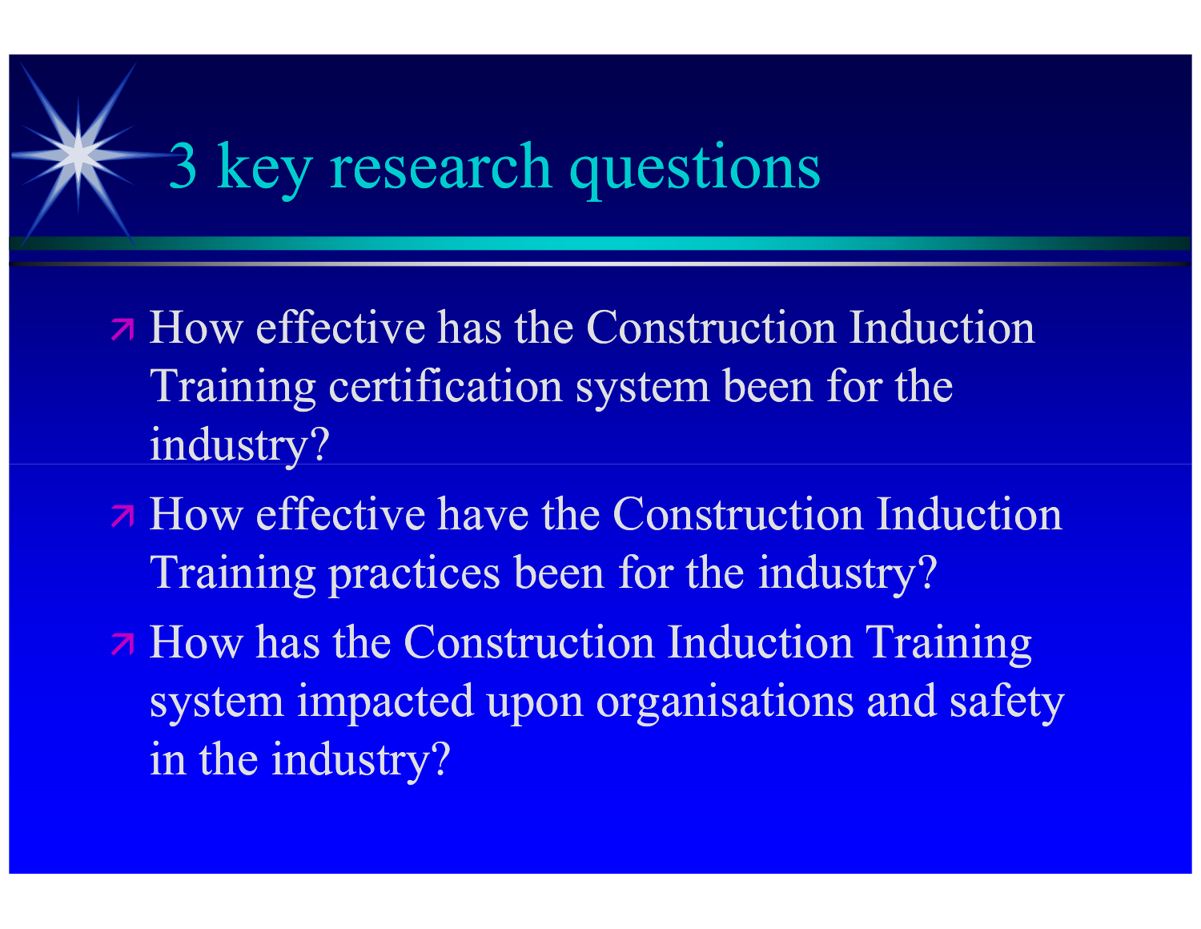# 3 key research questions

- How effective has the Construction Induction Training certification system been for the industry?
- How effective have the Construction Induction Training practices been for the industry?
- How has the Construction Induction Training system impacted upon organisations and safety in the industry?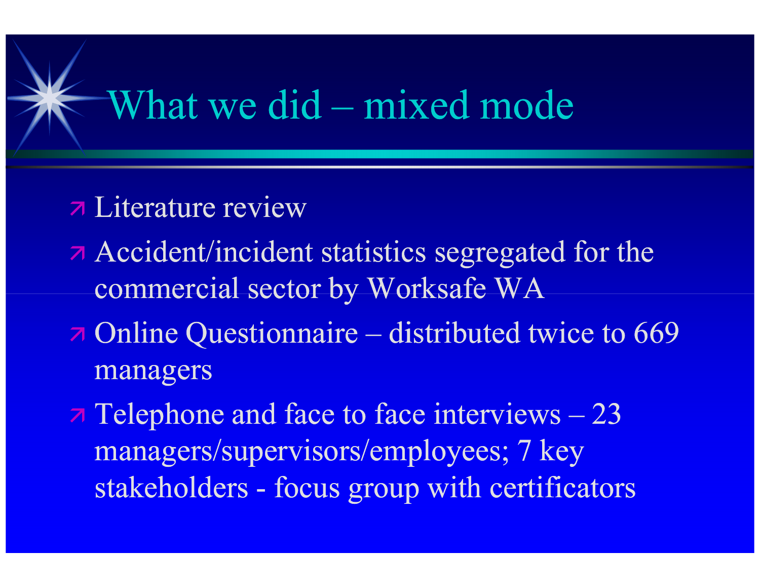# What we did – mixed mode

- Literature review
- Accident/incident statistics segregated for the commercial sector by Worksafe WA
- Online Questionnaire – distributed twice to 669 managers
- Telephone and face to face interviews – 23 managers/supervisors/employees; 7 key stakeholders - focus group with certificators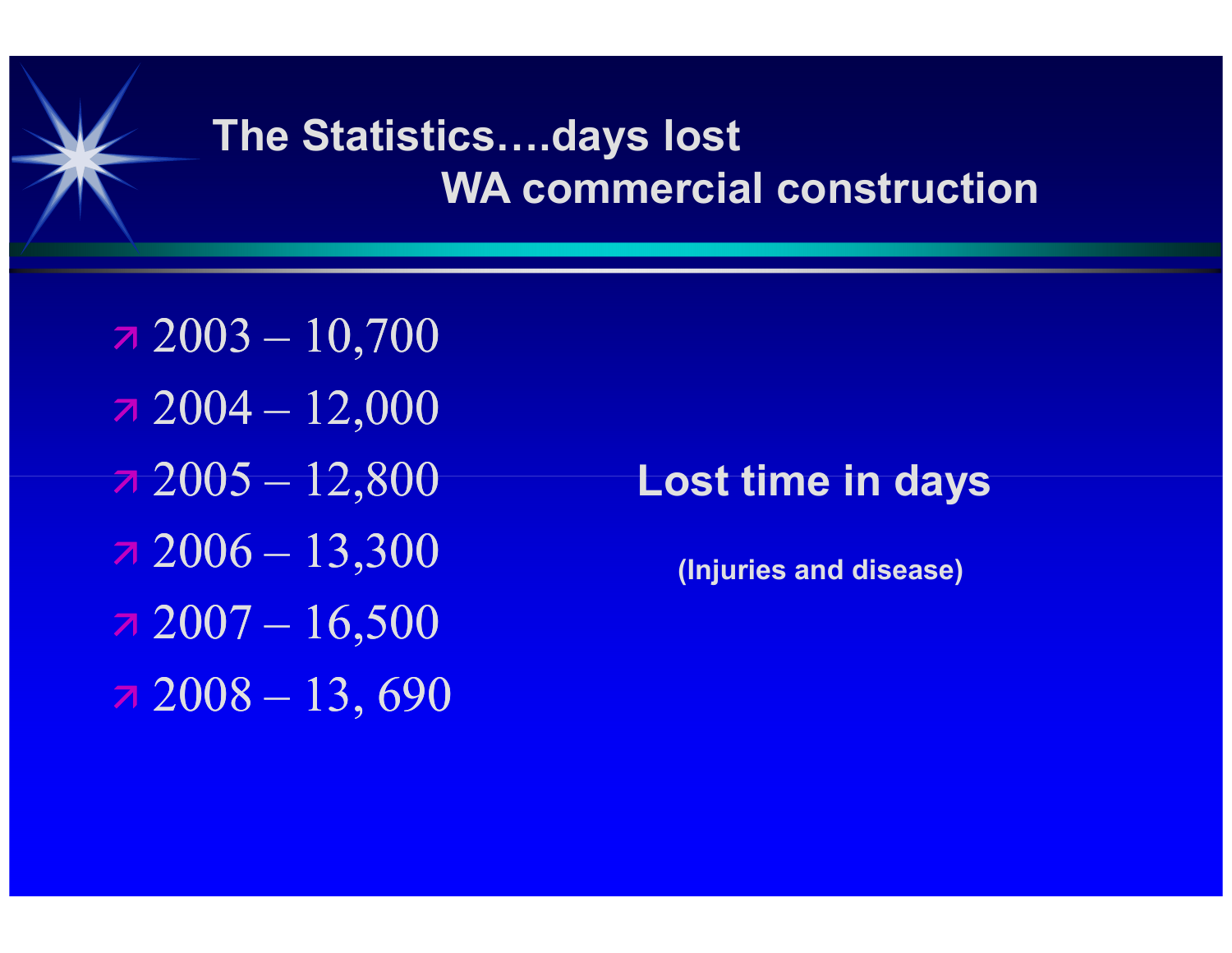# The Statistics….days lost WA commercial construction

- 2003 – 10,700
- 2004 – 12,000
- 2005 – 12,800
- 2006 – 13,300
- 2007 – 16,500
- 2008 – 13, 690

**Lost time in days**

**(Injuries and disease)**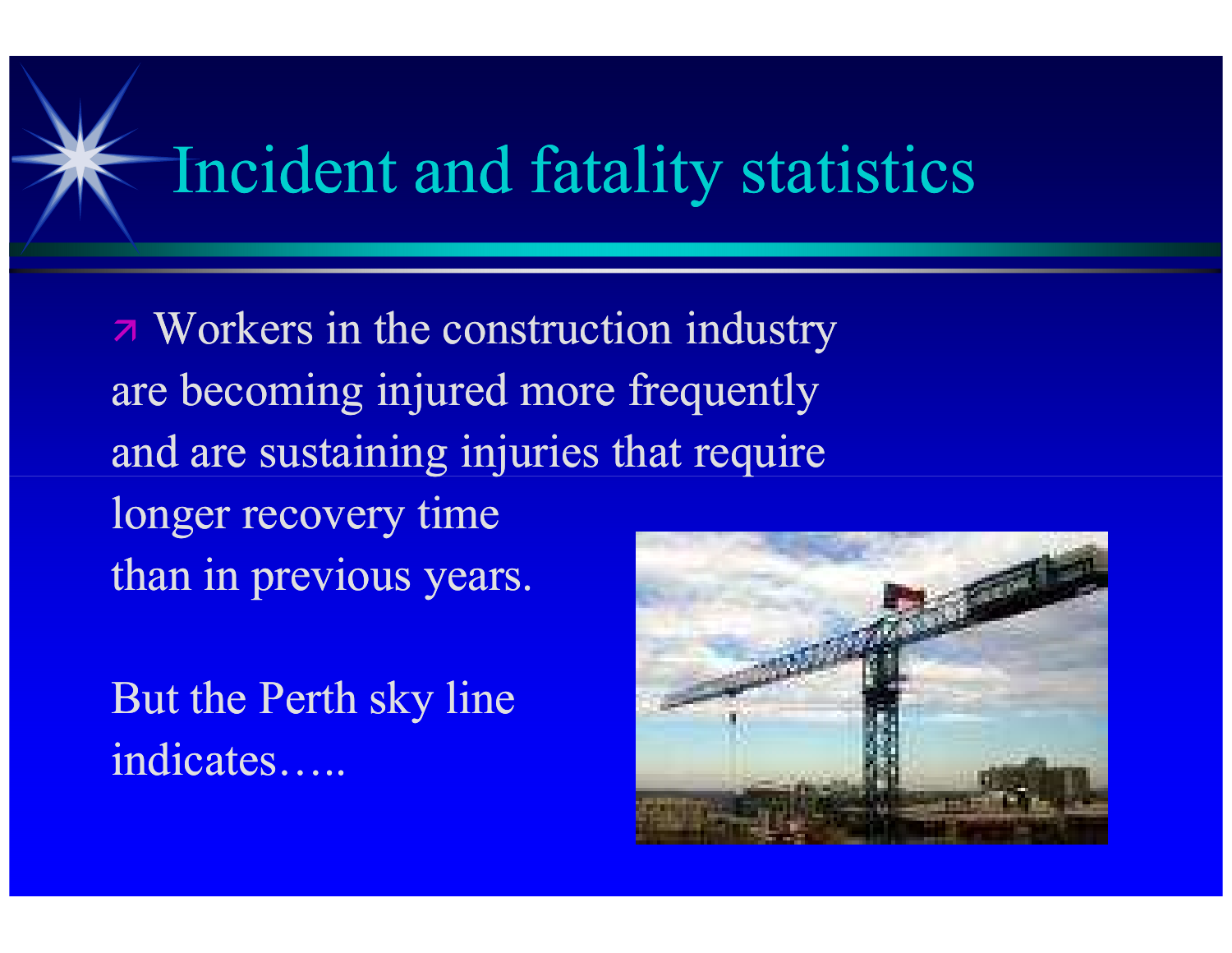# Incident and fatality statistics

- Workers in the construction industry are becoming injured more frequently and are sustaining injuries that require longer recovery time than in previous years.

But the Perth sky line indicates…..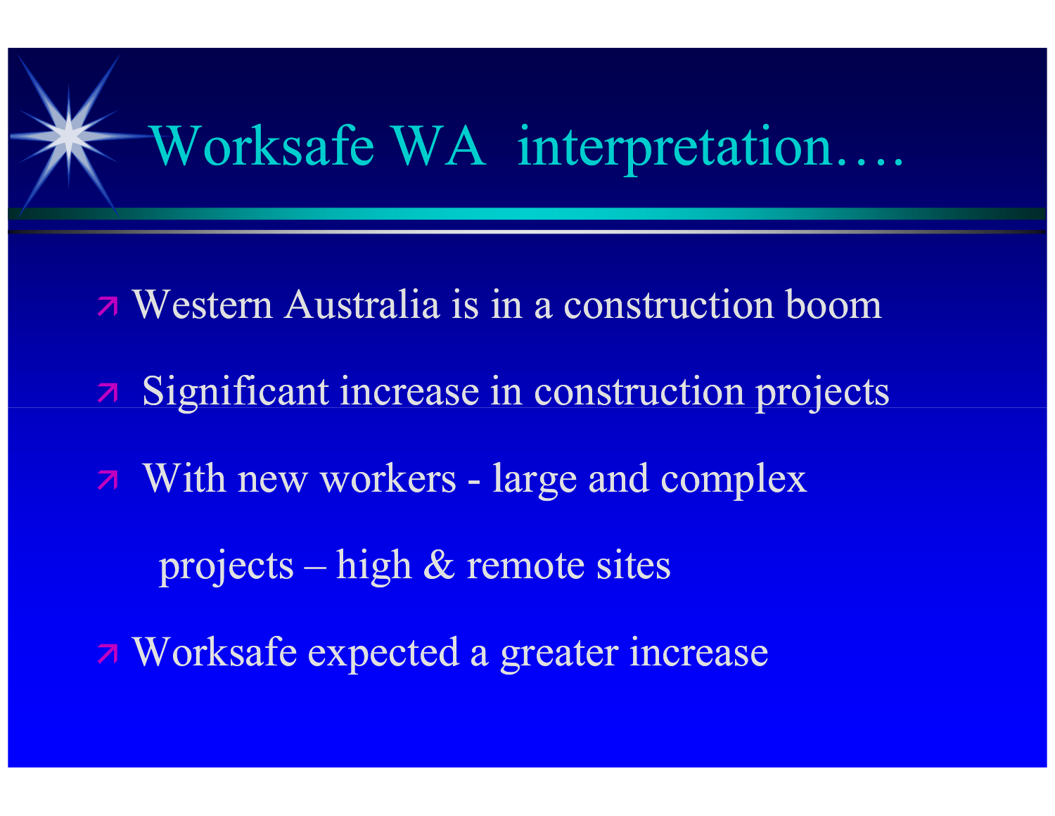# Worksafe WA interpretation….

- Western Australia is in a construction boom
- Significant increase in construction projects
- With new workers - large and complex projects – high & remote sites
- Worksafe expected a greater increase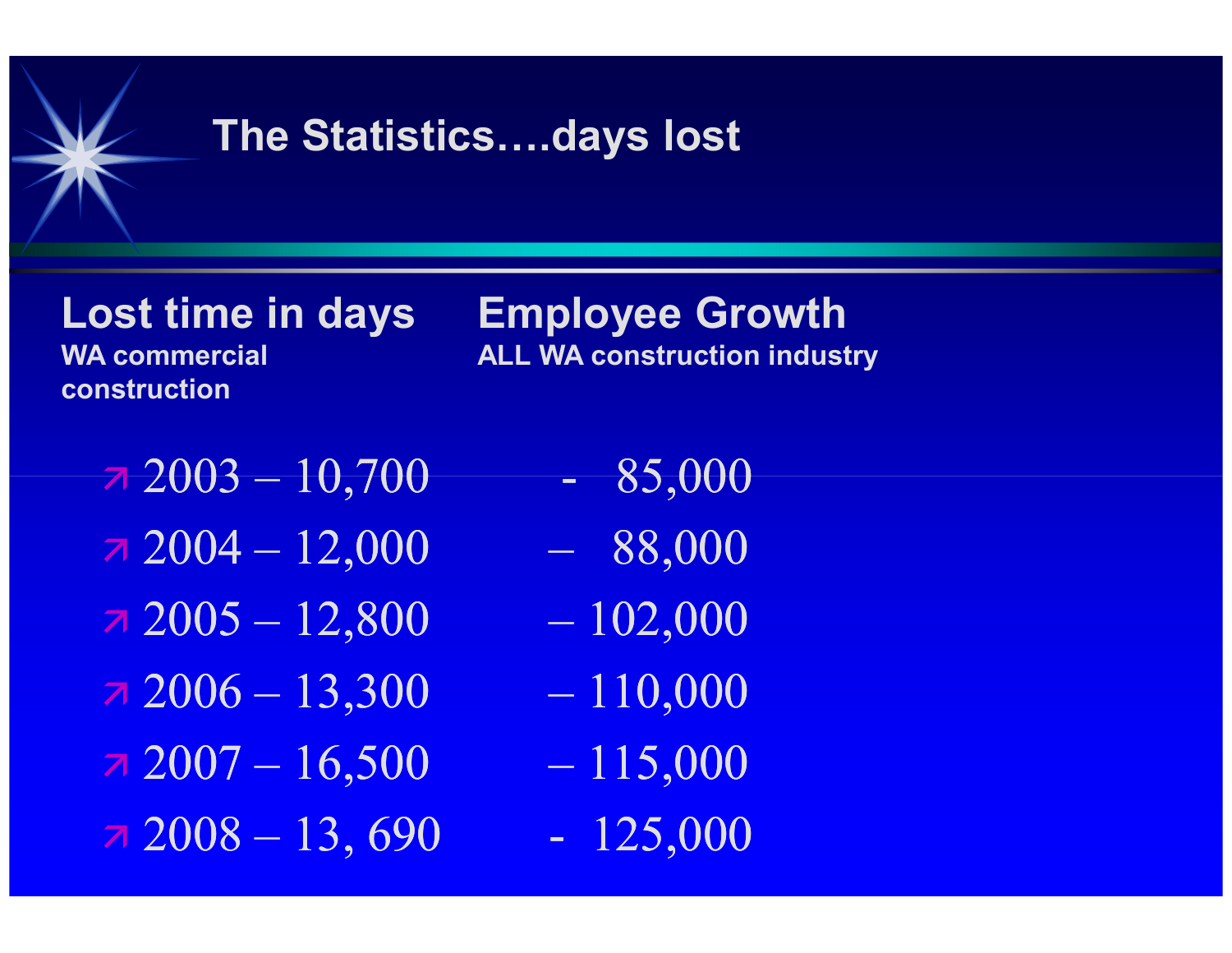# The Statistics….days lost

| Lost time in days<br>WA commercial construction | Employee Growth<br>ALL WA construction industry |
| --- | --- |
| 2003 – 10,700 | - 85,000 |
| 2004 – 12,000 | – 88,000 |
| 2005 – 12,800 | – 102,000 |
| 2006 – 13,300 | – 110,000 |
| 2007 – 16,500 | – 115,000 |
| 2008 – 13, 690 | - 125,000 |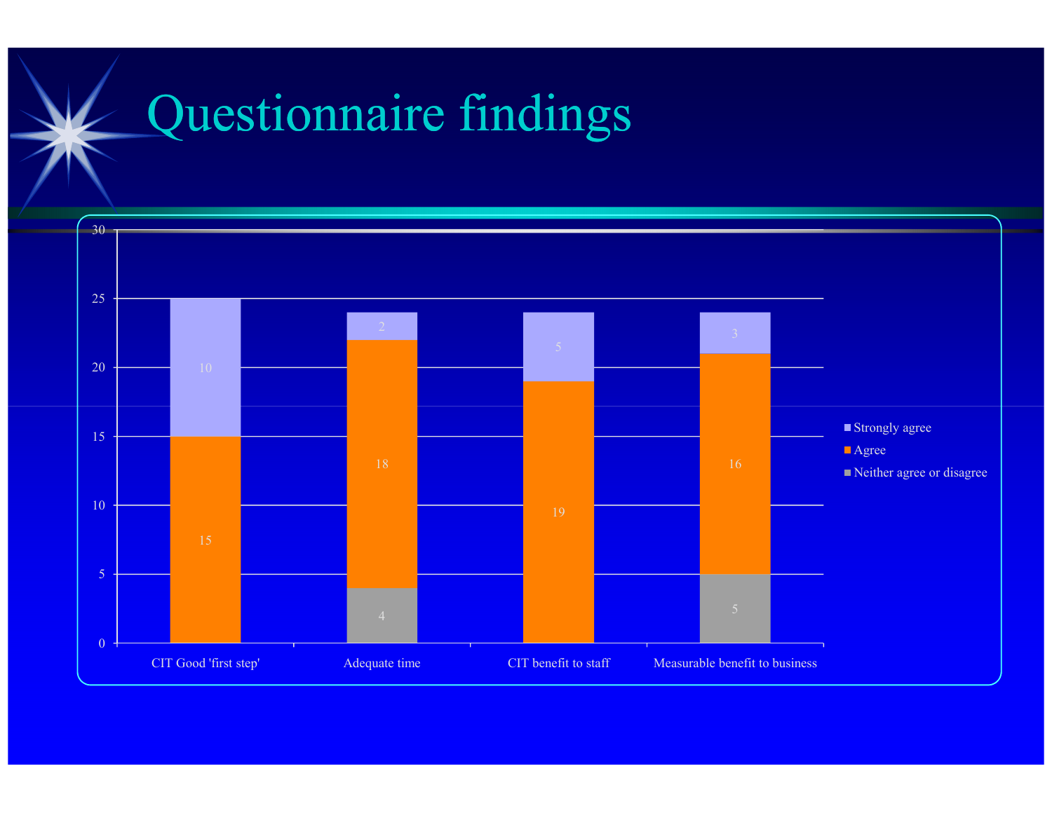# Questionnaire findings

| | CIT Good 'first step' | Adequate time | CIT benefit to staff | Measurable benefit to business |
|---|---|---|---|---|
| Strongly agree | 10 | 2 | 5 | 3 |
| Agree | 15 | 18 | 19 | 16 |
| Neither agree or disagree | | 4 | | 5 |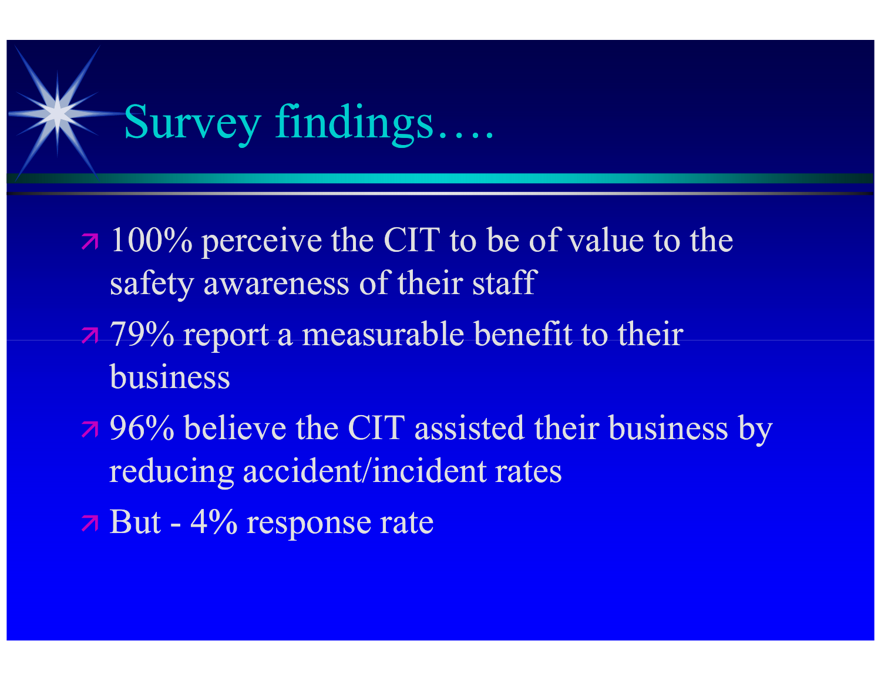# Survey findings….

- 100% perceive the CIT to be of value to the safety awareness of their staff
- 79% report a measurable benefit to their business
- 96% believe the CIT assisted their business by reducing accident/incident rates
- But - 4% response rate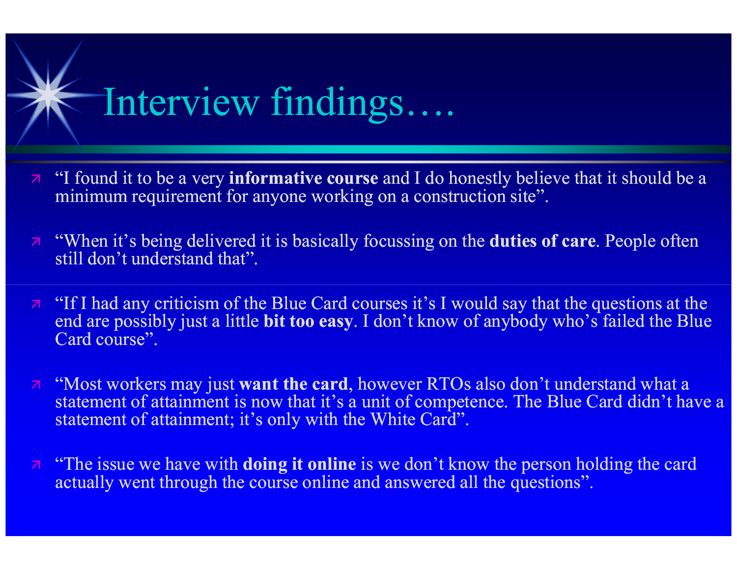# Interview findings….

- "I found it to be a very **informative course** and I do honestly believe that it should be a minimum requirement for anyone working on a construction site".

- "When it's being delivered it is basically focussing on the **duties of care**. People often still don't understand that".

- "If I had any criticism of the Blue Card courses it's I would say that the questions at the end are possibly just a little **bit too easy**. I don't know of anybody who's failed the Blue Card course".

- "Most workers may just **want the card**, however RTOs also don't understand what a statement of attainment is now that it's a unit of competence. The Blue Card didn't have a statement of attainment; it's only with the White Card".

- "The issue we have with **doing it online** is we don't know the person holding the card actually went through the course online and answered all the questions".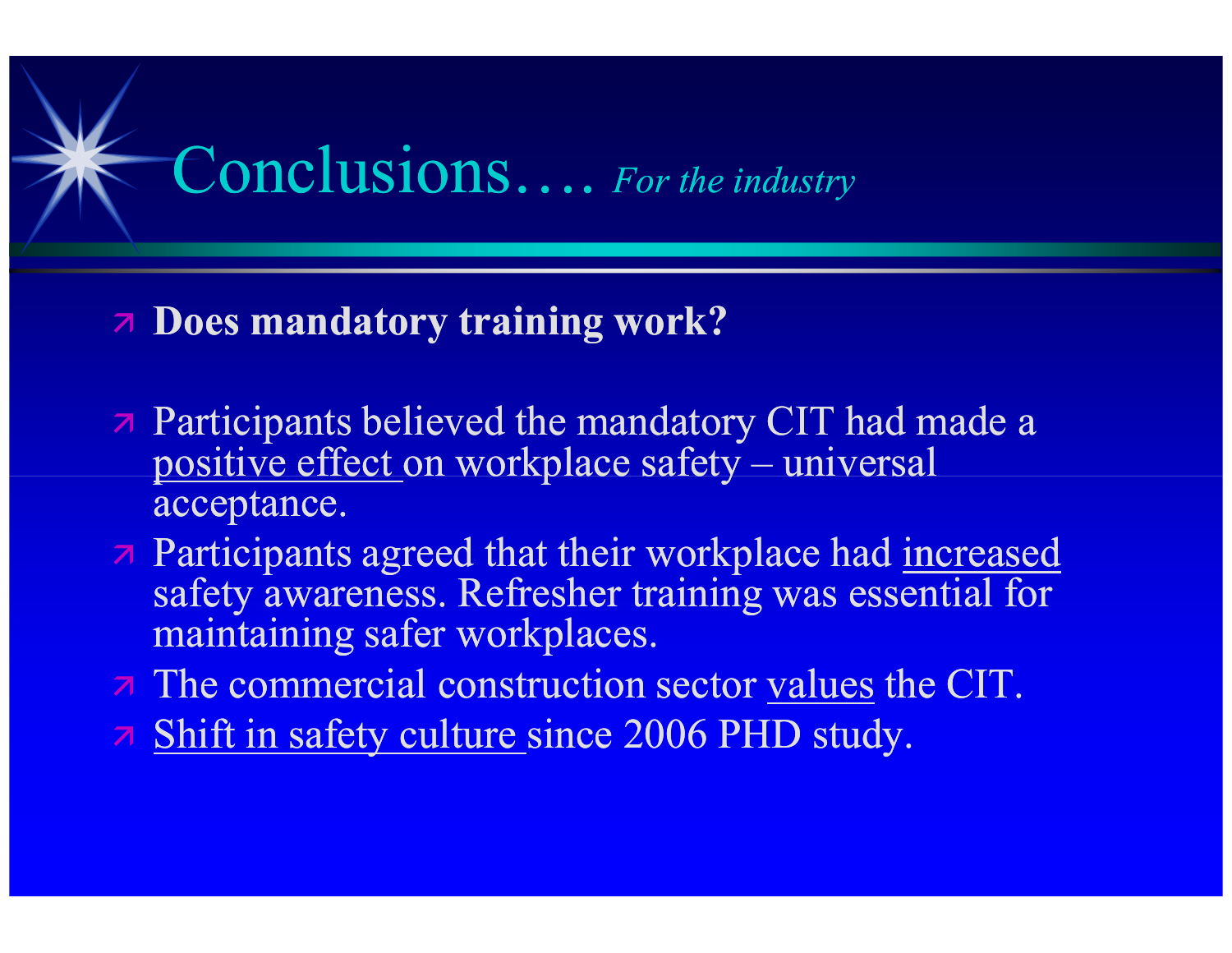# Conclusions…. *For the industry*

- **Does mandatory training work?**
- Participants believed the mandatory CIT had made a <u>positive effect</u> on workplace safety – universal acceptance.
- Participants agreed that their workplace had <u>increased</u> safety awareness. Refresher training was essential for maintaining safer workplaces.
- The commercial construction sector <u>values</u> the CIT.
- <u>Shift in safety culture</u> since 2006 PHD study.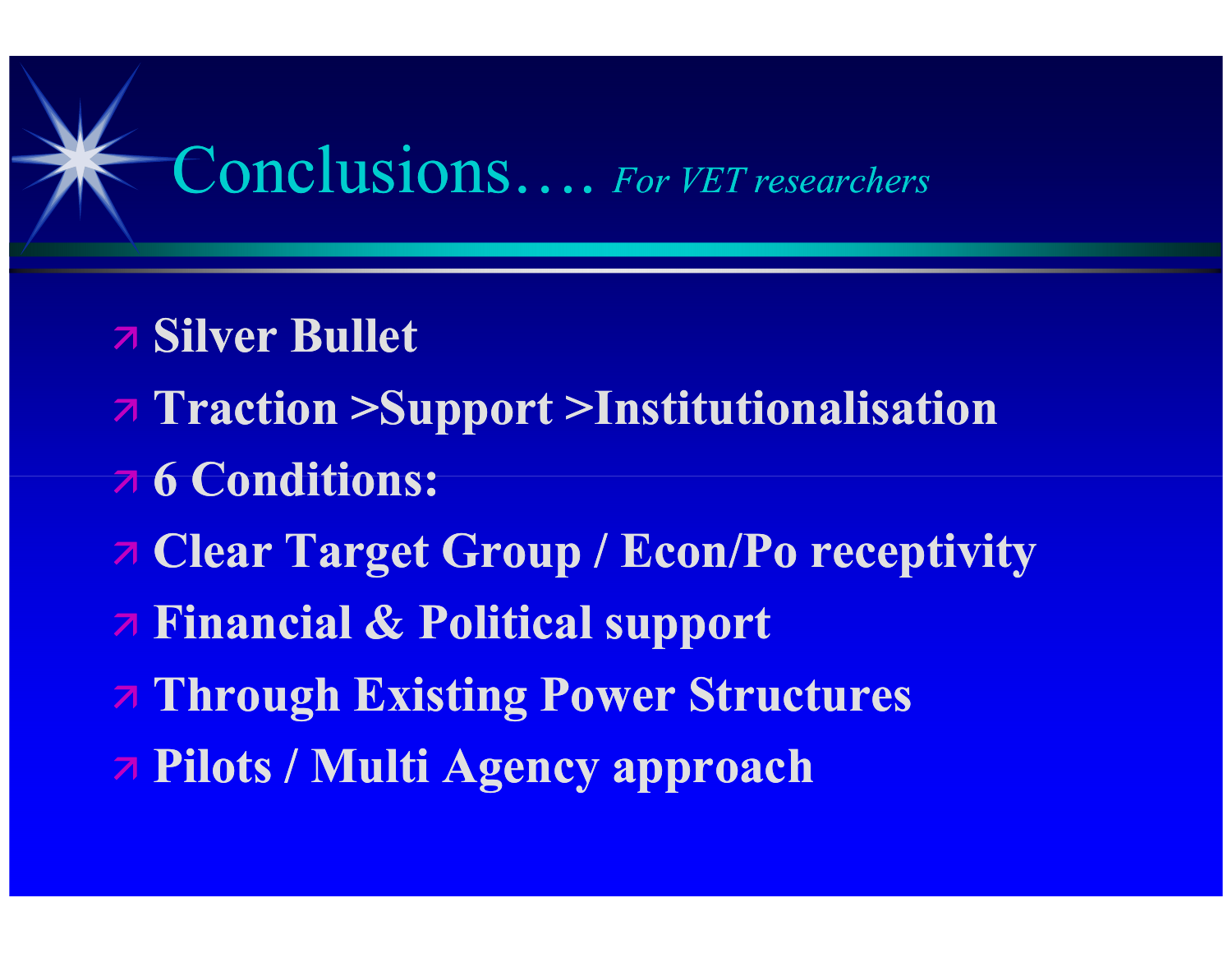# Conclusions…. *For VET researchers*

- **Silver Bullet**
- **Traction >Support >Institutionalisation**
- **6 Conditions:**
- **Clear Target Group / Econ/Po receptivity**
- **Financial & Political support**
- **Through Existing Power Structures**
- **Pilots / Multi Agency approach**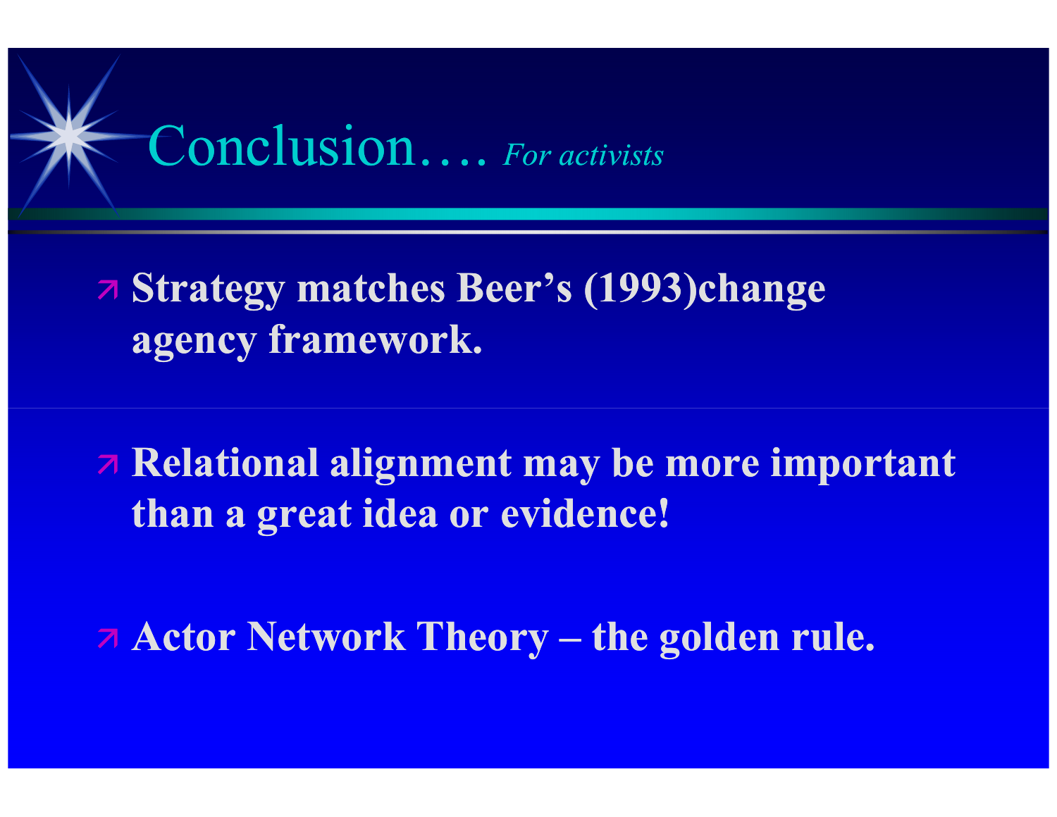# Conclusion…. *For activists*

- **Strategy matches Beer's (1993)change agency framework.**
- **Relational alignment may be more important than a great idea or evidence!**
- **Actor Network Theory – the golden rule.**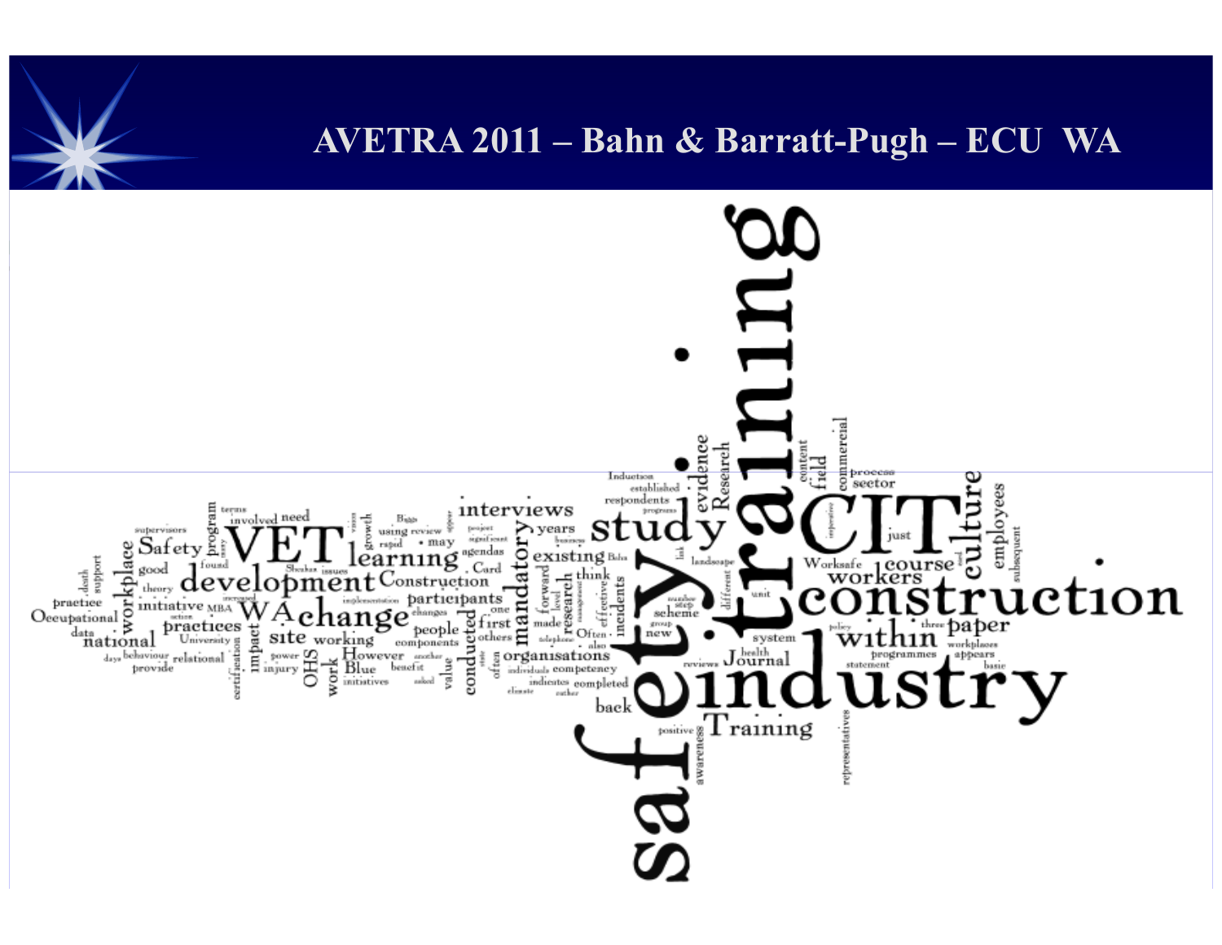safety training industry construction CIT VET development study change learning culture within WA Training Journal course workers paper employees interviews mandatory existing Construction participants Safety workplace national Occupational practice practices site working organisations However Blue OHS work impact program evidence Research research conducted people first value back completed incidents effective new scheme system health Worksafe commercial field content process sector respondents established Induction initiative initiatives support death data good theory supervisors terms involved need found issues University behaviour relational provide power injury certification growth rapid using review may agendas Card years think forward Often others components competency indicates programmes appears workplaces three basic subsequent representatives statement awareness positive reviews different landscape unit step group made level telephone also just policy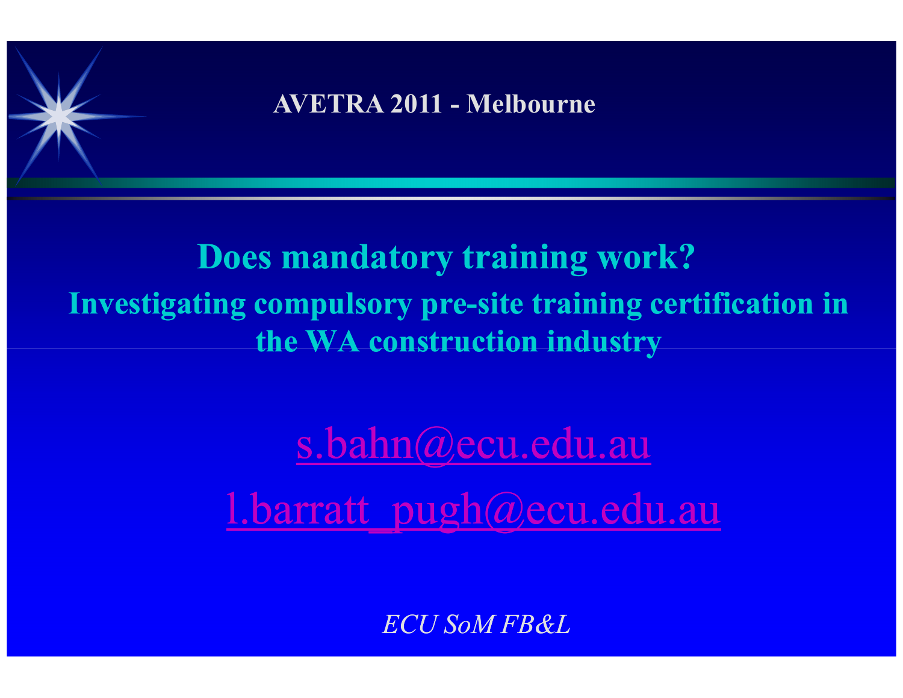AVETRA 2011 - Melbourne

# Does mandatory training work?

## Investigating compulsory pre-site training certification in the WA construction industry

s.bahn@ecu.edu.au

l.barratt_pugh@ecu.edu.au

*ECU SoM FB&L*